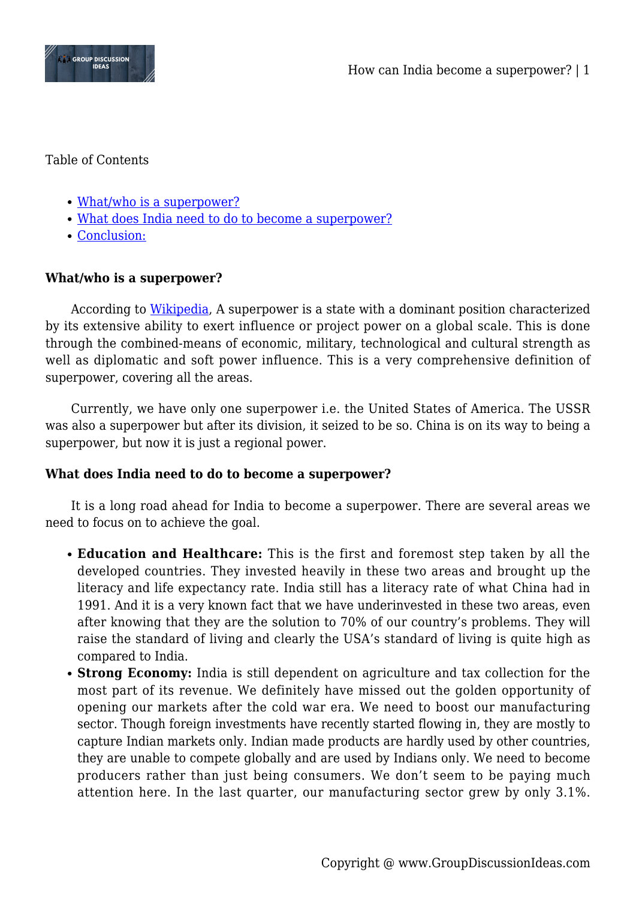Table of Contents

- [What/who is a superpower?]
- [What does India need to do to become a superpower?]
- [Conclusion:]

**What/who is a superpower?**

According to Wikipedia, A superpower is a state with a dominant position characterized by its extensive ability to exert influence or project power on a global scale. This is done through the combined-means of economic, military, technological and cultural strength as well as diplomatic and soft power influence. This is a very comprehensive definition of superpower, covering all the areas.

Currently, we have only one superpower i.e. the United States of America. The USSR was also a superpower but after its division, it seized to be so. China is on its way to being a superpower, but now it is just a regional power.

**What does India need to do to become a superpower?**

It is a long road ahead for India to become a superpower. There are several areas we need to focus on to achieve the goal.

- **Education and Healthcare:** This is the first and foremost step taken by all the developed countries. They invested heavily in these two areas and brought up the literacy and life expectancy rate. India still has a literacy rate of what China had in 1991. And it is a very known fact that we have underinvested in these two areas, even after knowing that they are the solution to 70% of our country's problems. They will raise the standard of living and clearly the USA's standard of living is quite high as compared to India.
- **Strong Economy:** India is still dependent on agriculture and tax collection for the most part of its revenue. We definitely have missed out the golden opportunity of opening our markets after the cold war era. We need to boost our manufacturing sector. Though foreign investments have recently started flowing in, they are mostly to capture Indian markets only. Indian made products are hardly used by other countries, they are unable to compete globally and are used by Indians only. We need to become producers rather than just being consumers. We don't seem to be paying much attention here. In the last quarter, our manufacturing sector grew by only 3.1%.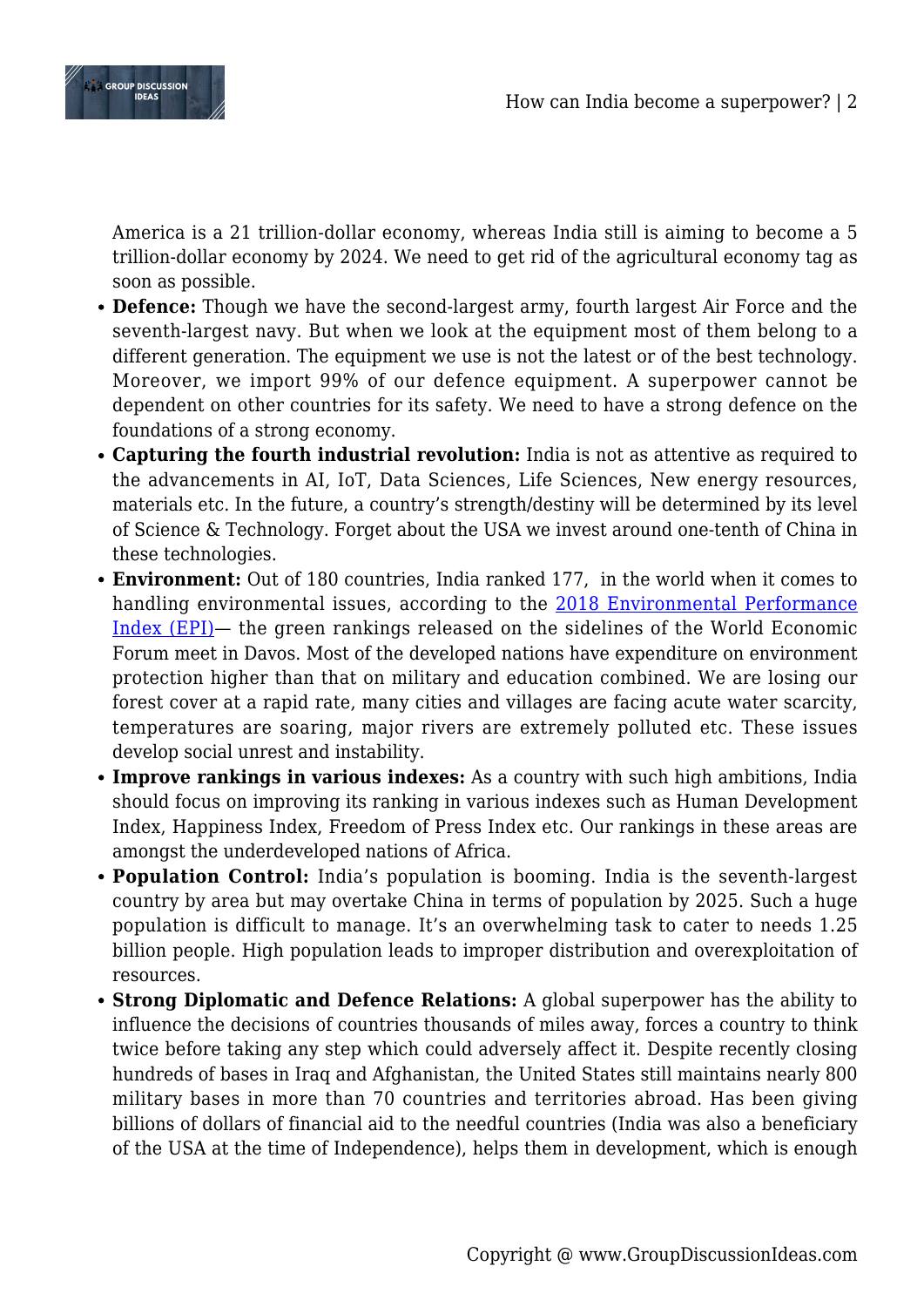America is a 21 trillion-dollar economy, whereas India still is aiming to become a 5 trillion-dollar economy by 2024. We need to get rid of the agricultural economy tag as soon as possible.

- **Defence:** Though we have the second-largest army, fourth largest Air Force and the seventh-largest navy. But when we look at the equipment most of them belong to a different generation. The equipment we use is not the latest or of the best technology. Moreover, we import 99% of our defence equipment. A superpower cannot be dependent on other countries for its safety. We need to have a strong defence on the foundations of a strong economy.
- **Capturing the fourth industrial revolution:** India is not as attentive as required to the advancements in AI, IoT, Data Sciences, Life Sciences, New energy resources, materials etc. In the future, a country's strength/destiny will be determined by its level of Science & Technology. Forget about the USA we invest around one-tenth of China in these technologies.
- **Environment:** Out of 180 countries, India ranked 177, in the world when it comes to handling environmental issues, according to the [2018 Environmental Performance Index (EPI)](#)— the green rankings released on the sidelines of the World Economic Forum meet in Davos. Most of the developed nations have expenditure on environment protection higher than that on military and education combined. We are losing our forest cover at a rapid rate, many cities and villages are facing acute water scarcity, temperatures are soaring, major rivers are extremely polluted etc. These issues develop social unrest and instability.
- **Improve rankings in various indexes:** As a country with such high ambitions, India should focus on improving its ranking in various indexes such as Human Development Index, Happiness Index, Freedom of Press Index etc. Our rankings in these areas are amongst the underdeveloped nations of Africa.
- **Population Control:** India's population is booming. India is the seventh-largest country by area but may overtake China in terms of population by 2025. Such a huge population is difficult to manage. It's an overwhelming task to cater to needs 1.25 billion people. High population leads to improper distribution and overexploitation of resources.
- **Strong Diplomatic and Defence Relations:** A global superpower has the ability to influence the decisions of countries thousands of miles away, forces a country to think twice before taking any step which could adversely affect it. Despite recently closing hundreds of bases in Iraq and Afghanistan, the United States still maintains nearly 800 military bases in more than 70 countries and territories abroad. Has been giving billions of dollars of financial aid to the needful countries (India was also a beneficiary of the USA at the time of Independence), helps them in development, which is enough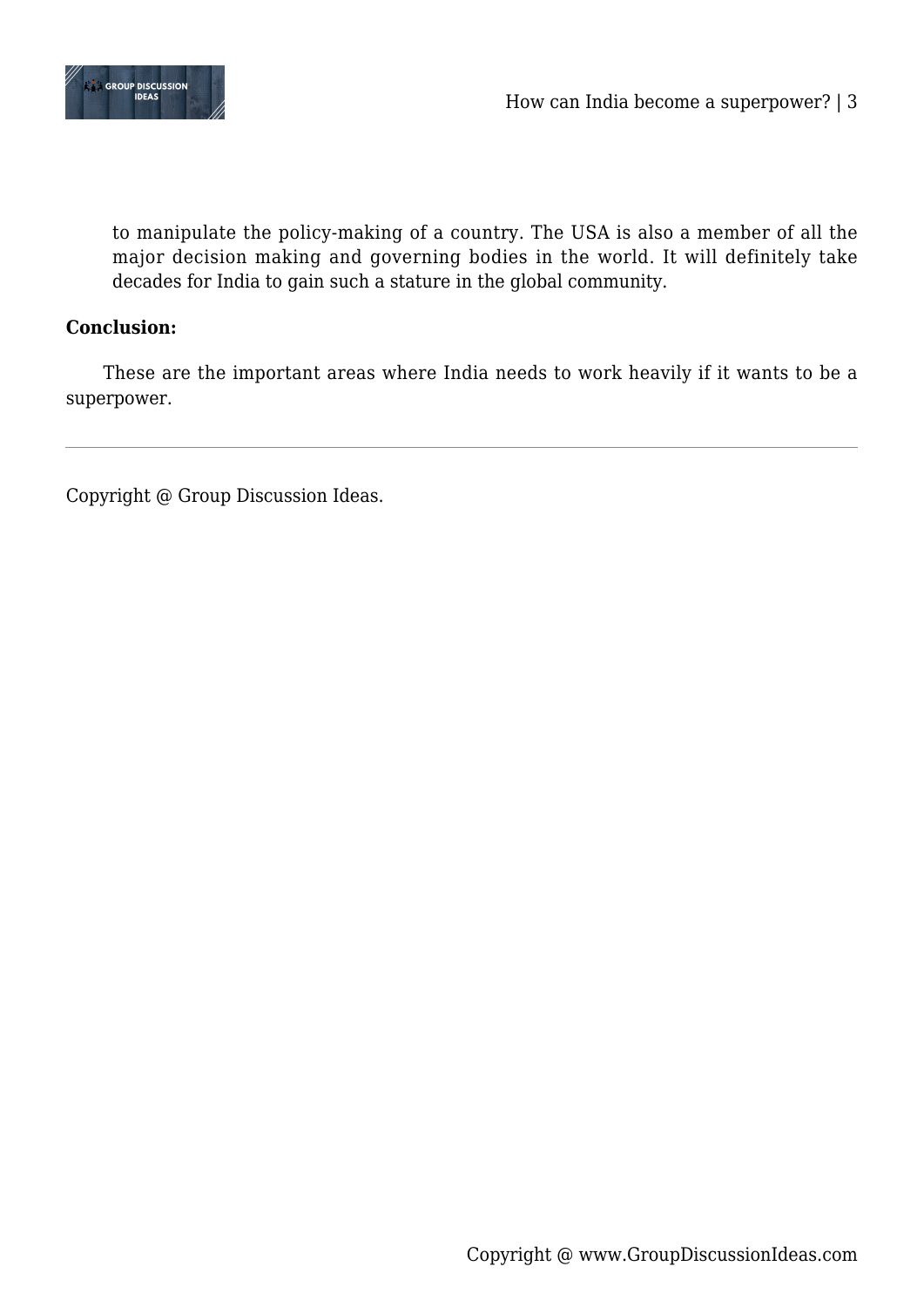to manipulate the policy-making of a country. The USA is also a member of all the major decision making and governing bodies in the world. It will definitely take decades for India to gain such a stature in the global community.

**Conclusion:**

These are the important areas where India needs to work heavily if it wants to be a superpower.

---

Copyright @ Group Discussion Ideas.